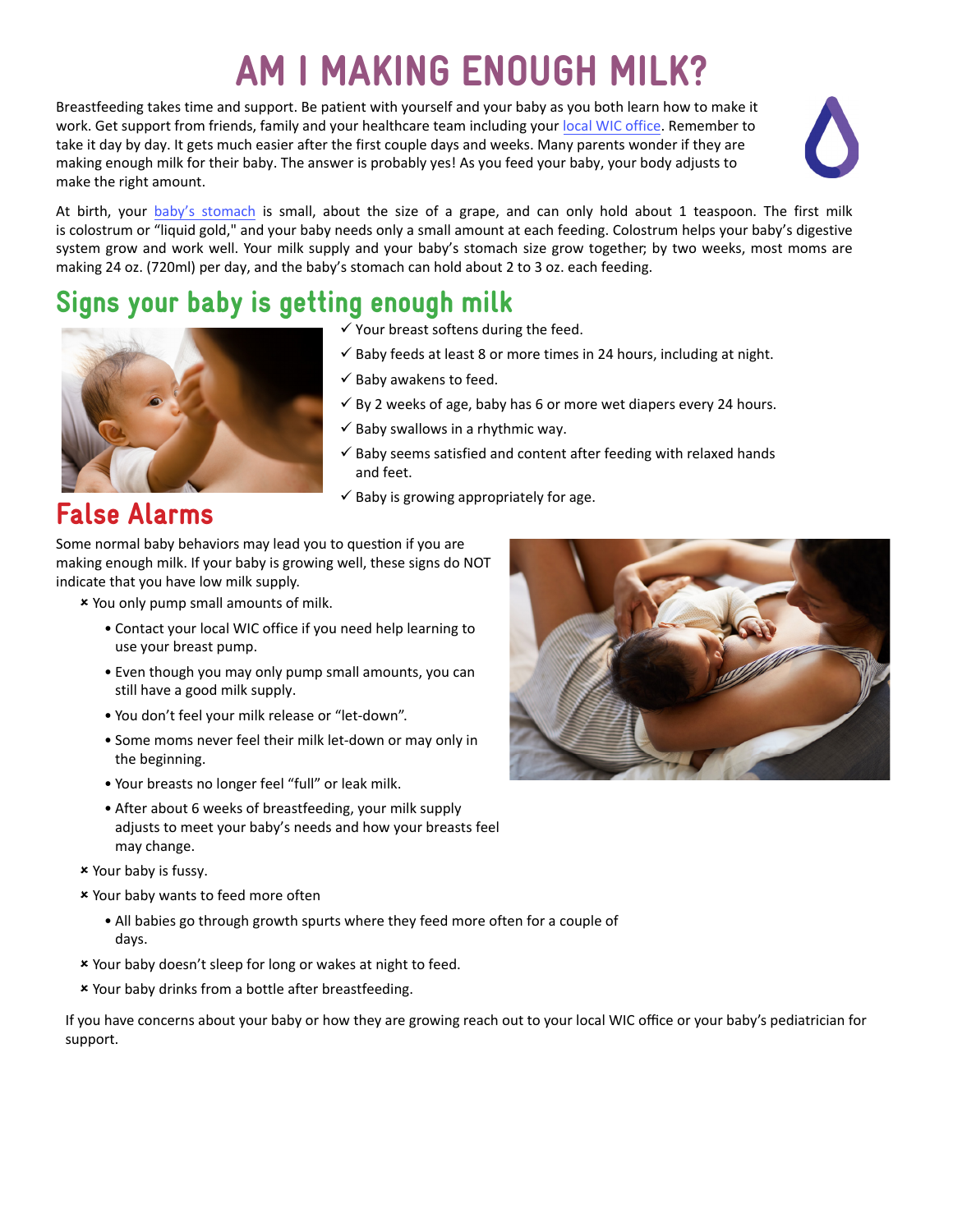# AM I MAKING ENOUGH MILK?

Breastfeeding takes time and support. Be patient with yourself and your baby as you both learn how to make it work. Get support from friends, family and your healthcare team including your local WIC office. Remember to take it day by day. It gets much easier after the first couple days and weeks. Many parents wonder if they are making enough milk for their baby. The answer is probably yes! As you feed your baby, your body adjusts to make the right amount.

At birth, your baby's stomach is small, about the size of a grape, and can only hold about 1 teaspoon. The first milk is colostrum or "liquid gold," and your baby needs only a small amount at each feeding. Colostrum helps your baby's digestive system grow and work well. Your milk supply and your baby's stomach size grow together; by two weeks, most moms are making 24 oz. (720ml) per day, and the baby's stomach can hold about 2 to 3 oz. each feeding.

## Signs your baby is getting enough milk

- ✓ Your breast softens during the feed.
- ✓ Baby feeds at least 8 or more times in 24 hours, including at night.
- ✓ Baby awakens to feed.
- ✓ By 2 weeks of age, baby has 6 or more wet diapers every 24 hours.
- ✓ Baby swallows in a rhythmic way.
- ✓ Baby seems satisfied and content after feeding with relaxed hands and feet.
- ✓ Baby is growing appropriately for age.

## False Alarms

Some normal baby behaviors may lead you to question if you are making enough milk. If your baby is growing well, these signs do NOT indicate that you have low milk supply.

- × You only pump small amounts of milk.
  - Contact your local WIC office if you need help learning to use your breast pump.
  - Even though you may only pump small amounts, you can still have a good milk supply.
  - You don't feel your milk release or "let-down".
  - Some moms never feel their milk let-down or may only in the beginning.
  - Your breasts no longer feel "full" or leak milk.
  - After about 6 weeks of breastfeeding, your milk supply adjusts to meet your baby's needs and how your breasts feel may change.
- × Your baby is fussy.
- × Your baby wants to feed more often
  - All babies go through growth spurts where they feed more often for a couple of days.
- × Your baby doesn't sleep for long or wakes at night to feed.
- × Your baby drinks from a bottle after breastfeeding.

If you have concerns about your baby or how they are growing reach out to your local WIC office or your baby's pediatrician for support.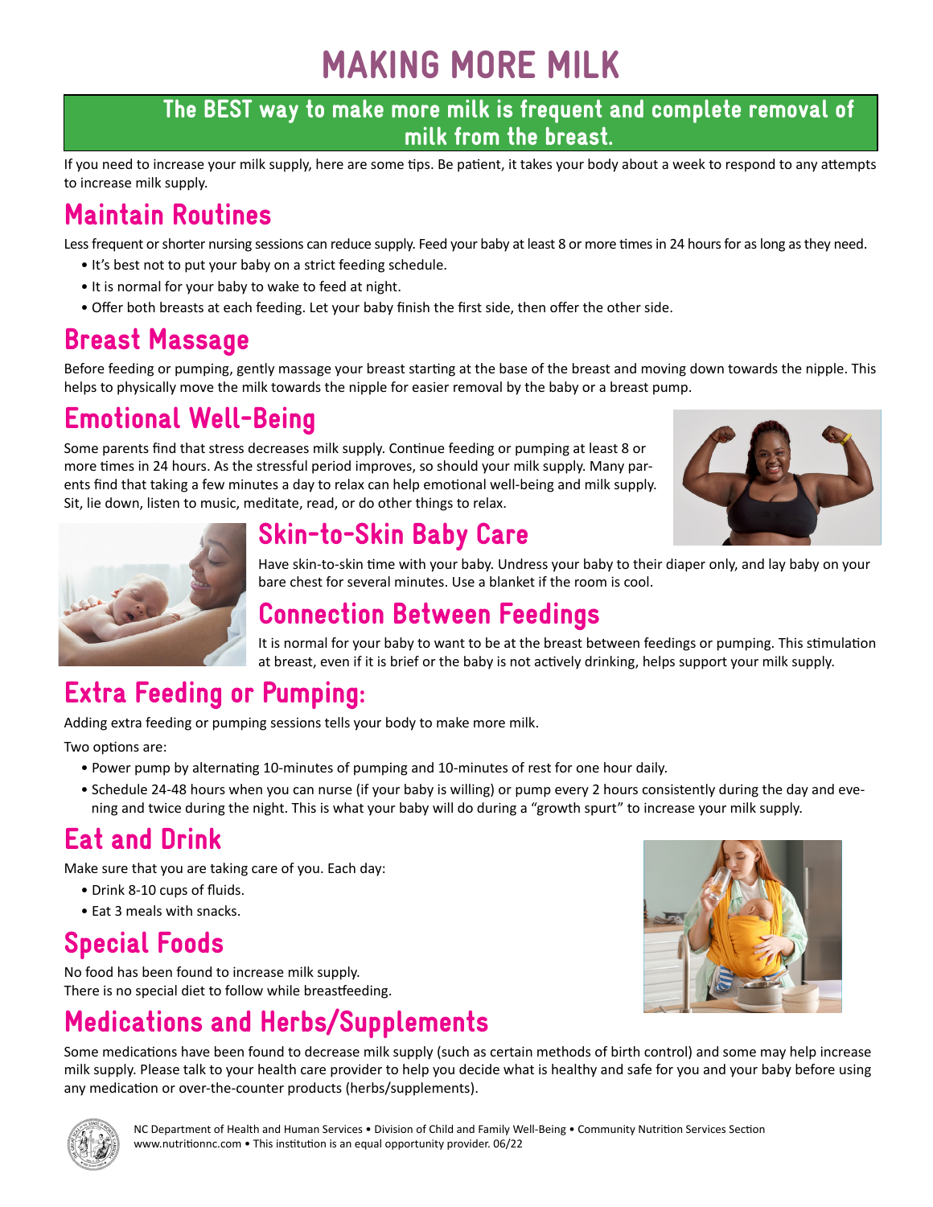# MAKING MORE MILK

**The BEST way to make more milk is frequent and complete removal of milk from the breast.**

If you need to increase your milk supply, here are some tips. Be patient, it takes your body about a week to respond to any attempts to increase milk supply.

## Maintain Routines

Less frequent or shorter nursing sessions can reduce supply. Feed your baby at least 8 or more times in 24 hours for as long as they need.

- It's best not to put your baby on a strict feeding schedule.
- It is normal for your baby to wake to feed at night.
- Offer both breasts at each feeding. Let your baby finish the first side, then offer the other side.

## Breast Massage

Before feeding or pumping, gently massage your breast starting at the base of the breast and moving down towards the nipple. This helps to physically move the milk towards the nipple for easier removal by the baby or a breast pump.

## Emotional Well-Being

Some parents find that stress decreases milk supply. Continue feeding or pumping at least 8 or more times in 24 hours. As the stressful period improves, so should your milk supply. Many parents find that taking a few minutes a day to relax can help emotional well-being and milk supply. Sit, lie down, listen to music, meditate, read, or do other things to relax.

## Skin-to-Skin Baby Care

Have skin-to-skin time with your baby. Undress your baby to their diaper only, and lay baby on your bare chest for several minutes. Use a blanket if the room is cool.

## Connection Between Feedings

It is normal for your baby to want to be at the breast between feedings or pumping. This stimulation at breast, even if it is brief or the baby is not actively drinking, helps support your milk supply.

## Extra Feeding or Pumping:

Adding extra feeding or pumping sessions tells your body to make more milk.

Two options are:

- Power pump by alternating 10-minutes of pumping and 10-minutes of rest for one hour daily.
- Schedule 24-48 hours when you can nurse (if your baby is willing) or pump every 2 hours consistently during the day and evening and twice during the night. This is what your baby will do during a "growth spurt" to increase your milk supply.

## Eat and Drink

Make sure that you are taking care of you. Each day:

- Drink 8-10 cups of fluids.
- Eat 3 meals with snacks.

## Special Foods

No food has been found to increase milk supply.
There is no special diet to follow while breastfeeding.

## Medications and Herbs/Supplements

Some medications have been found to decrease milk supply (such as certain methods of birth control) and some may help increase milk supply. Please talk to your health care provider to help you decide what is healthy and safe for you and your baby before using any medication or over-the-counter products (herbs/supplements).

NC Department of Health and Human Services • Division of Child and Family Well-Being • Community Nutrition Services Section
www.nutritionnc.com • This institution is an equal opportunity provider. 06/22